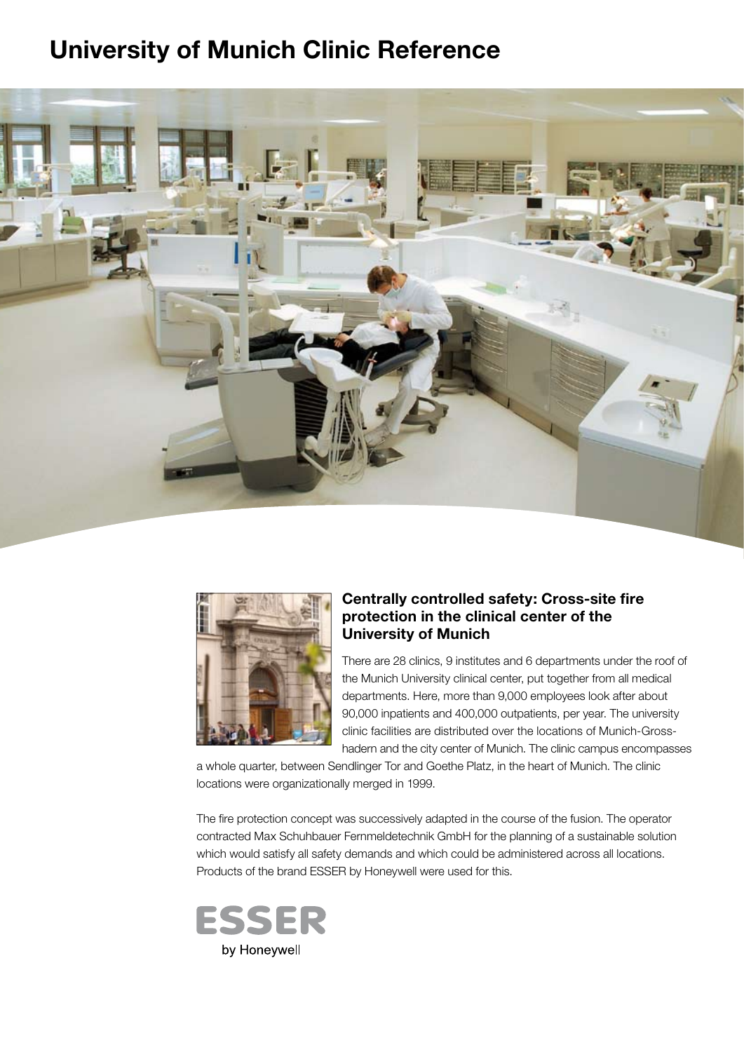# University of Munich Clinic Reference

### Centrally controlled safety: Cross-site fire protection in the clinical center of the University of Munich

There are 28 clinics, 9 institutes and 6 departments under the roof of the Munich University clinical center, put together from all medical departments. Here, more than 9,000 employees look after about 90,000 inpatients and 400,000 outpatients, per year. The university clinic facilities are distributed over the locations of Munich-Grosshadern and the city center of Munich. The clinic campus encompasses a whole quarter, between Sendlinger Tor and Goethe Platz, in the heart of Munich. The clinic locations were organizationally merged in 1999.

The fire protection concept was successively adapted in the course of the fusion. The operator contracted Max Schuhbauer Fernmeldetechnik GmbH for the planning of a sustainable solution which would satisfy all safety demands and which could be administered across all locations. Products of the brand ESSER by Honeywell were used for this.

ESSER
by Honeywell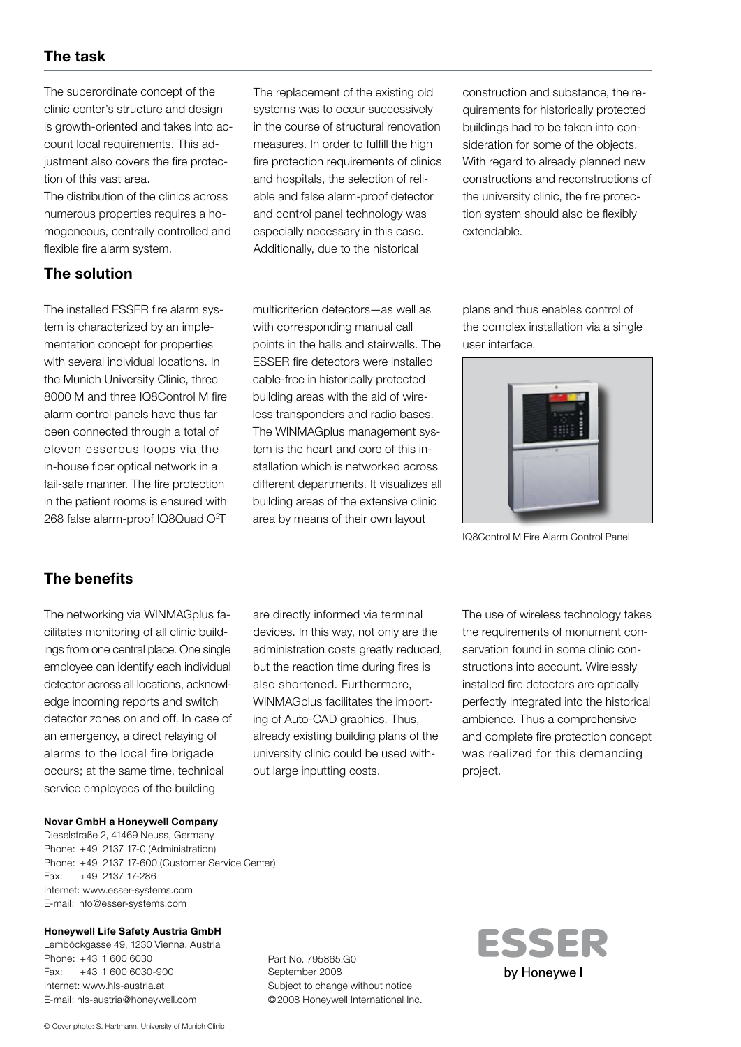## The task

The superordinate concept of the clinic center's structure and design is growth-oriented and takes into account local requirements. This adjustment also covers the fire protection of this vast area.
The distribution of the clinics across numerous properties requires a homogeneous, centrally controlled and flexible fire alarm system.

The replacement of the existing old systems was to occur successively in the course of structural renovation measures. In order to fulfill the high fire protection requirements of clinics and hospitals, the selection of reliable and false alarm-proof detector and control panel technology was especially necessary in this case. Additionally, due to the historical construction and substance, the requirements for historically protected buildings had to be taken into consideration for some of the objects. With regard to already planned new constructions and reconstructions of the university clinic, the fire protection system should also be flexibly extendable.

## The solution

The installed ESSER fire alarm system is characterized by an implementation concept for properties with several individual locations. In the Munich University Clinic, three 8000 M and three IQ8Control M fire alarm control panels have thus far been connected through a total of eleven esserbus loops via the in-house fiber optical network in a fail-safe manner. The fire protection in the patient rooms is ensured with 268 false alarm-proof IQ8Quad O$^2$T multicriterion detectors—as well as with corresponding manual call points in the halls and stairwells. The ESSER fire detectors were installed cable-free in historically protected building areas with the aid of wireless transponders and radio bases. The WINMAGplus management system is the heart and core of this installation which is networked across different departments. It visualizes all building areas of the extensive clinic area by means of their own layout plans and thus enables control of the complex installation via a single user interface.

IQ8Control M Fire Alarm Control Panel

## The benefits

The networking via WINMAGplus facilitates monitoring of all clinic buildings from one central place. One single employee can identify each individual detector across all locations, acknowledge incoming reports and switch detector zones on and off. In case of an emergency, a direct relaying of alarms to the local fire brigade occurs; at the same time, technical service employees of the building are directly informed via terminal devices. In this way, not only are the administration costs greatly reduced, but the reaction time during fires is also shortened. Furthermore, WINMAGplus facilitates the importing of Auto-CAD graphics. Thus, already existing building plans of the university clinic could be used without large inputting costs.

The use of wireless technology takes the requirements of monument conservation found in some clinic constructions into account. Wirelessly installed fire detectors are optically perfectly integrated into the historical ambience. Thus a comprehensive and complete fire protection concept was realized for this demanding project.

**Novar GmbH a Honeywell Company**
Dieselstraße 2, 41469 Neuss, Germany
Phone: +49 2137 17-0 (Administration)
Phone: +49 2137 17-600 (Customer Service Center)
Fax: +49 2137 17-286
Internet: www.esser-systems.com
E-mail: info@esser-systems.com

**Honeywell Life Safety Austria GmbH**
Lemböckgasse 49, 1230 Vienna, Austria
Phone: +43 1 600 6030
Fax: +43 1 600 6030-900
Internet: www.hls-austria.at
E-mail: hls-austria@honeywell.com

Part No. 795865.G0
September 2008
Subject to change without notice
© 2008 Honeywell International Inc.

ESSER
by Honeywell

© Cover photo: S. Hartmann, University of Munich Clinic